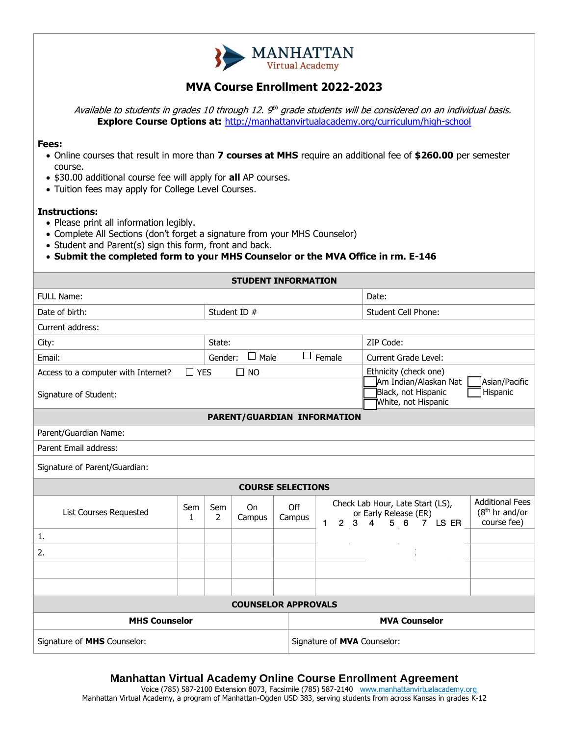MANHATTAN
Virtual Academy

# MVA Course Enrollment 2022-2023

*Available to students in grades 10 through 12. 9th grade students will be considered on an individual basis.*
**Explore Course Options at:** http://manhattanvirtualacademy.org/curriculum/high-school

**Fees:**
- Online courses that result in more than **7 courses at MHS** require an additional fee of **$260.00** per semester course.
- $30.00 additional course fee will apply for **all** AP courses.
- Tuition fees may apply for College Level Courses.

**Instructions:**
- Please print all information legibly.
- Complete All Sections (don't forget a signature from your MHS Counselor)
- Student and Parent(s) sign this form, front and back.
- **Submit the completed form to your MHS Counselor or the MVA Office in rm. E-146**

| **STUDENT INFORMATION** | | |
|---|---|---|
| FULL Name: | | Date: |
| Date of birth: | Student ID # | Student Cell Phone: |
| Current address: | | |
| City: | State: | ZIP Code: |
| Email: | Gender: ☐ Male ☐ Female | Current Grade Level: |
| Access to a computer with Internet? ☐ YES ☐ NO | | Ethnicity (check one) ☐ Am Indian/Alaskan Nat ☐ Asian/Pacific ☐ Black, not Hispanic ☐ Hispanic ☐ White, not Hispanic |
| Signature of Student: | | |

| **PARENT/GUARDIAN INFORMATION** |
|---|
| Parent/Guardian Name: |
| Parent Email address: |
| Signature of Parent/Guardian: |

| **COURSE SELECTIONS** | | | | | | |
|---|---|---|---|---|---|---|
| List Courses Requested | Sem 1 | Sem 2 | On Campus | Off Campus | Check Lab Hour, Late Start (LS), or Early Release (ER) 1 2 3 4 5 6 7 LS ER | Additional Fees (8th hr and/or course fee) |
| 1. | | | | | | |
| 2. | | | | | | |
| | | | | | | |
| | | | | | | |

| **COUNSELOR APPROVALS** | |
|---|---|
| **MHS Counselor** | **MVA Counselor** |
| Signature of **MHS** Counselor: | Signature of **MVA** Counselor: |

## Manhattan Virtual Academy Online Course Enrollment Agreement

Voice (785) 587-2100 Extension 8073, Facsimile (785) 587-2140 www.manhattanvirtualacademy.org
Manhattan Virtual Academy, a program of Manhattan-Ogden USD 383, serving students from across Kansas in grades K-12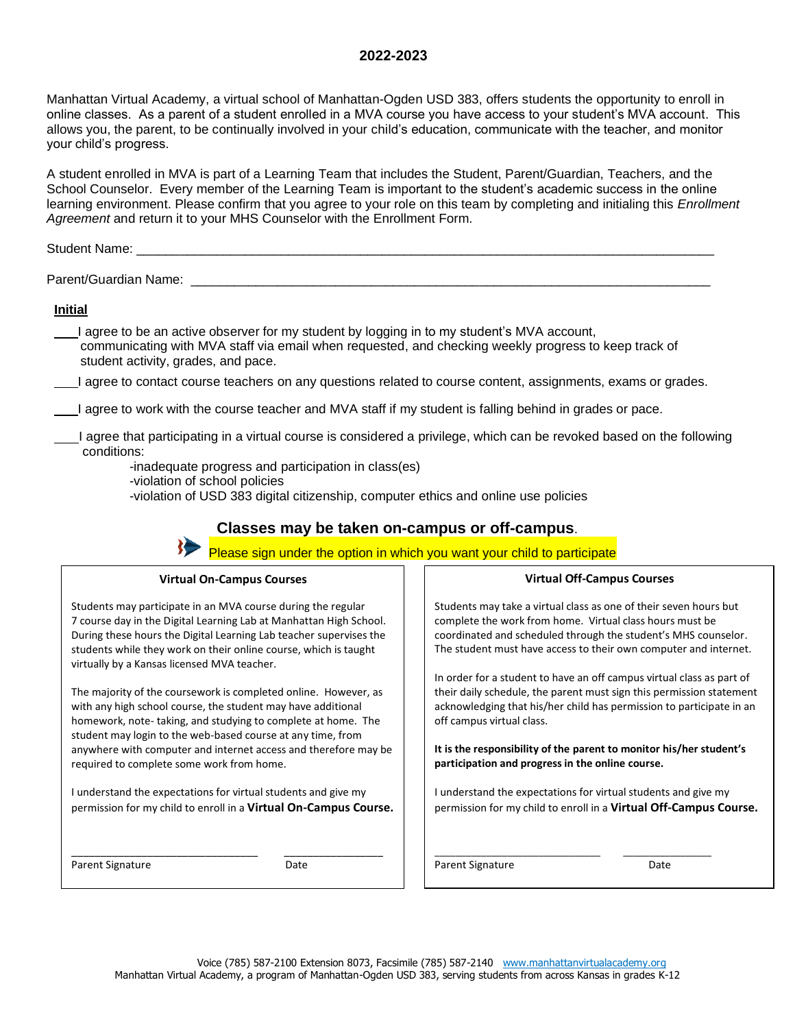**2022-2023**

Manhattan Virtual Academy, a virtual school of Manhattan-Ogden USD 383, offers students the opportunity to enroll in online classes. As a parent of a student enrolled in a MVA course you have access to your student's MVA account. This allows you, the parent, to be continually involved in your child's education, communicate with the teacher, and monitor your child's progress.

A student enrolled in MVA is part of a Learning Team that includes the Student, Parent/Guardian, Teachers, and the School Counselor. Every member of the Learning Team is important to the student's academic success in the online learning environment. Please confirm that you agree to your role on this team by completing and initialing this *Enrollment Agreement* and return it to your MHS Counselor with the Enrollment Form.

Student Name: ______________________________________________________________________________

Parent/Guardian Name: ______________________________________________________________________

**Initial**

___I agree to be an active observer for my student by logging in to my student's MVA account, communicating with MVA staff via email when requested, and checking weekly progress to keep track of student activity, grades, and pace.

___I agree to contact course teachers on any questions related to course content, assignments, exams or grades.

___I agree to work with the course teacher and MVA staff if my student is falling behind in grades or pace.

___I agree that participating in a virtual course is considered a privilege, which can be revoked based on the following conditions:

- -inadequate progress and participation in class(es)
- -violation of school policies
- -violation of USD 383 digital citizenship, computer ethics and online use policies

## Classes may be taken on-campus or off-campus.

Please sign under the option in which you want your child to participate

**Virtual On-Campus Courses**

Students may participate in an MVA course during the regular 7 course day in the Digital Learning Lab at Manhattan High School. During these hours the Digital Learning Lab teacher supervises the students while they work on their online course, which is taught virtually by a Kansas licensed MVA teacher.

The majority of the coursework is completed online. However, as with any high school course, the student may have additional homework, note- taking, and studying to complete at home. The student may login to the web-based course at any time, from anywhere with computer and internet access and therefore may be required to complete some work from home.

I understand the expectations for virtual students and give my permission for my child to enroll in a **Virtual On-Campus Course.**

______________________________ ________________

Parent Signature Date

**Virtual Off-Campus Courses**

Students may take a virtual class as one of their seven hours but complete the work from home. Virtual class hours must be coordinated and scheduled through the student's MHS counselor. The student must have access to their own computer and internet.

In order for a student to have an off campus virtual class as part of their daily schedule, the parent must sign this permission statement acknowledging that his/her child has permission to participate in an off campus virtual class.

**It is the responsibility of the parent to monitor his/her student's participation and progress in the online course.**

I understand the expectations for virtual students and give my permission for my child to enroll in a **Virtual Off-Campus Course.**

______________________________ ________________

Parent Signature Date

Voice (785) 587-2100 Extension 8073, Facsimile (785) 587-2140 www.manhattanvirtualacademy.org
Manhattan Virtual Academy, a program of Manhattan-Ogden USD 383, serving students from across Kansas in grades K-12